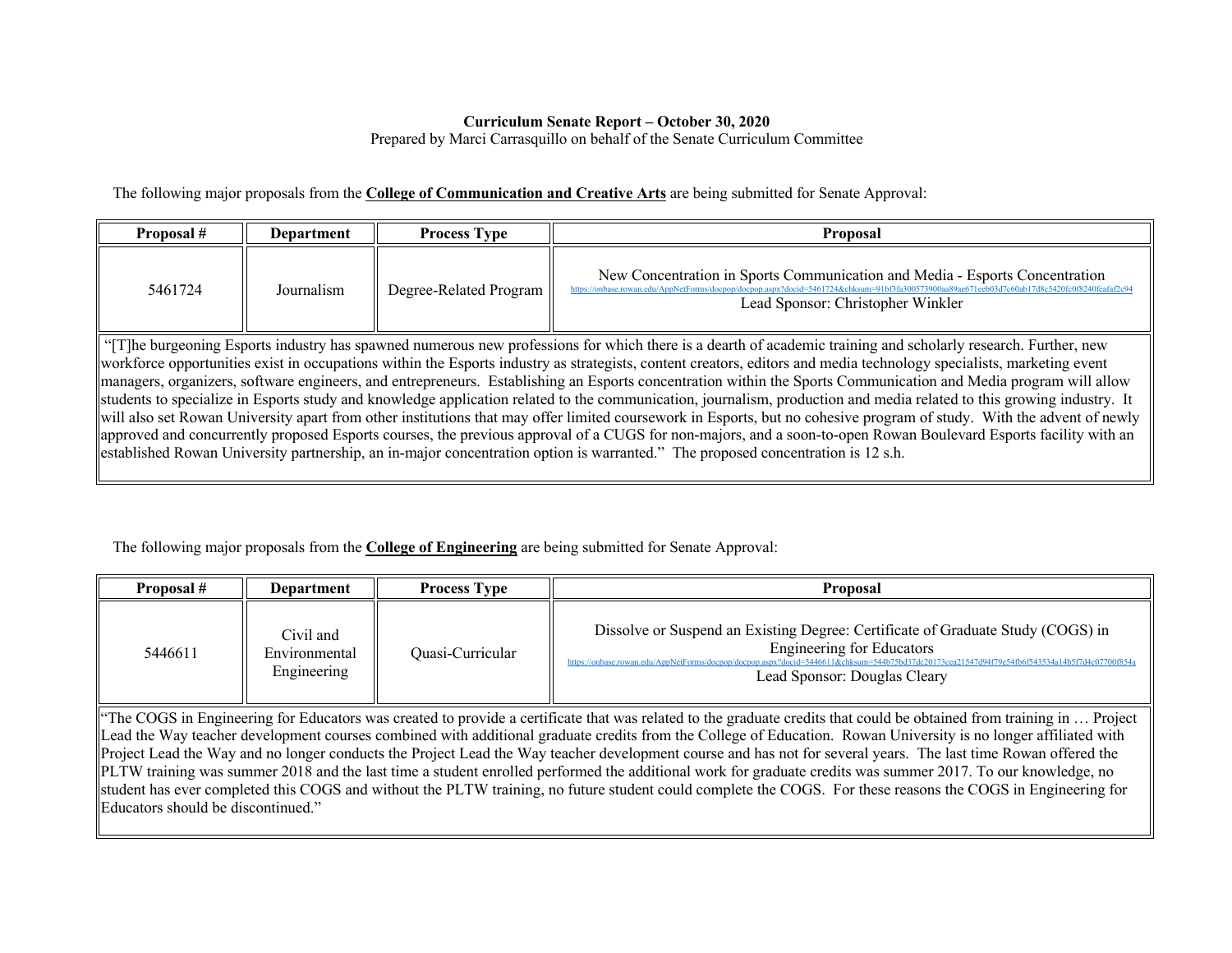**Curriculum Senate Report – October 30, 2020**
Prepared by Marci Carrasquillo on behalf of the Senate Curriculum Committee

The following major proposals from the **College of Communication and Creative Arts** are being submitted for Senate Approval:

| Proposal # | Department | Process Type | Proposal |
|---|---|---|---|
| 5461724 | Journalism | Degree-Related Program | New Concentration in Sports Communication and Media - Esports Concentration<br>https://onbase.rowan.edu/AppNetForms/docpop/docpop.aspx?docid=5461724&chksum=91bf3fa300573900aa89ae671eeb03d7c60ab17d8c5420fc0f8240feafaf2c94<br>Lead Sponsor: Christopher Winkler |
| "[T]he burgeoning Esports industry has spawned numerous new professions for which there is a dearth of academic training and scholarly research. Further, new workforce opportunities exist in occupations within the Esports industry as strategists, content creators, editors and media technology specialists, marketing event managers, organizers, software engineers, and entrepreneurs. Establishing an Esports concentration within the Sports Communication and Media program will allow students to specialize in Esports study and knowledge application related to the communication, journalism, production and media related to this growing industry. It will also set Rowan University apart from other institutions that may offer limited coursework in Esports, but no cohesive program of study. With the advent of newly approved and concurrently proposed Esports courses, the previous approval of a CUGS for non-majors, and a soon-to-open Rowan Boulevard Esports facility with an established Rowan University partnership, an in-major concentration option is warranted." The proposed concentration is 12 s.h. | | | |

The following major proposals from the **College of Engineering** are being submitted for Senate Approval:

| Proposal # | Department | Process Type | Proposal |
|---|---|---|---|
| 5446611 | Civil and Environmental Engineering | Quasi-Curricular | Dissolve or Suspend an Existing Degree: Certificate of Graduate Study (COGS) in Engineering for Educators<br>https://onbase.rowan.edu/AppNetForms/docpop/docpop.aspx?docid=5446611&chksum=544b75bd37de20173cea21547d94f79e54fb6f543534a14b5f7d4c07700f854a<br>Lead Sponsor: Douglas Cleary |
| "The COGS in Engineering for Educators was created to provide a certificate that was related to the graduate credits that could be obtained from training in … Project Lead the Way teacher development courses combined with additional graduate credits from the College of Education. Rowan University is no longer affiliated with Project Lead the Way and no longer conducts the Project Lead the Way teacher development course and has not for several years. The last time Rowan offered the PLTW training was summer 2018 and the last time a student enrolled performed the additional work for graduate credits was summer 2017. To our knowledge, no student has ever completed this COGS and without the PLTW training, no future student could complete the COGS. For these reasons the COGS in Engineering for Educators should be discontinued." | | | |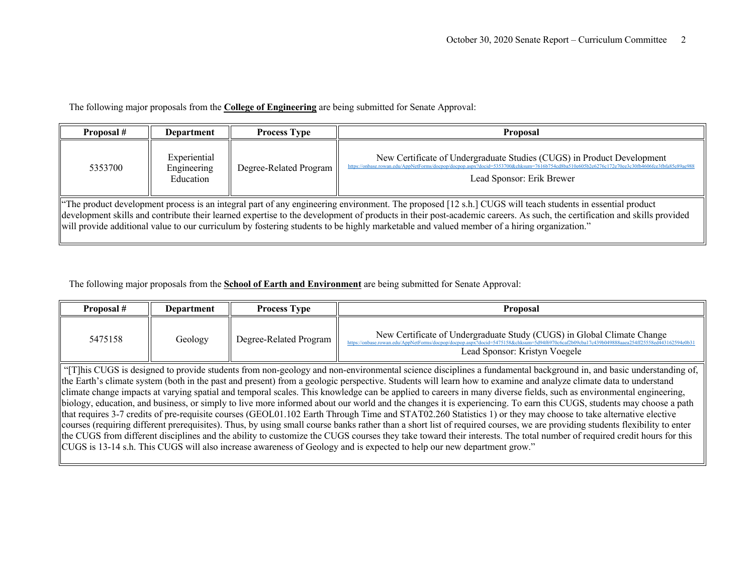The following major proposals from the **College of Engineering** are being submitted for Senate Approval:

| Proposal # | Department | Process Type | Proposal |
|---|---|---|---|
| 5353700 | Experiential Engineering Education | Degree-Related Program | New Certificate of Undergraduate Studies (CUGS) in Product Development https://onbase.rowan.edu/AppNetForms/docpop/docpop.aspx?docid=5353700&chksum=7616b754cd8ba510e605b2e6276c172e70ee3c30fb4606fce3fbfa85e89ae988 Lead Sponsor: Erik Brewer |
| "The product development process is an integral part of any engineering environment. The proposed [12 s.h.] CUGS will teach students in essential product development skills and contribute their learned expertise to the development of products in their post-academic careers. As such, the certification and skills provided will provide additional value to our curriculum by fostering students to be highly marketable and valued member of a hiring organization." | | | |

The following major proposals from the **School of Earth and Environment** are being submitted for Senate Approval:

| Proposal # | Department | Process Type | Proposal |
|---|---|---|---|
| 5475158 | Geology | Degree-Related Program | New Certificate of Undergraduate Study (CUGS) in Global Climate Change https://onbase.rowan.edu/AppNetForms/docpop/docpop.aspx?docid=5475158&chksum=5d94f6970c6caf2b09cba17c439b049888aaea254ff25558ed443162594e0b31 Lead Sponsor: Kristyn Voegele |
| "[T]his CUGS is designed to provide students from non-geology and non-environmental science disciplines a fundamental background in, and basic understanding of, the Earth's climate system (both in the past and present) from a geologic perspective. Students will learn how to examine and analyze climate data to understand climate change impacts at varying spatial and temporal scales. This knowledge can be applied to careers in many diverse fields, such as environmental engineering, biology, education, and business, or simply to live more informed about our world and the changes it is experiencing. To earn this CUGS, students may choose a path that requires 3-7 credits of pre-requisite courses (GEOL01.102 Earth Through Time and STAT02.260 Statistics 1) or they may choose to take alternative elective courses (requiring different prerequisites). Thus, by using small course banks rather than a short list of required courses, we are providing students flexibility to enter the CUGS from different disciplines and the ability to customize the CUGS courses they take toward their interests. The total number of required credit hours for this CUGS is 13-14 s.h. This CUGS will also increase awareness of Geology and is expected to help our new department grow." | | | |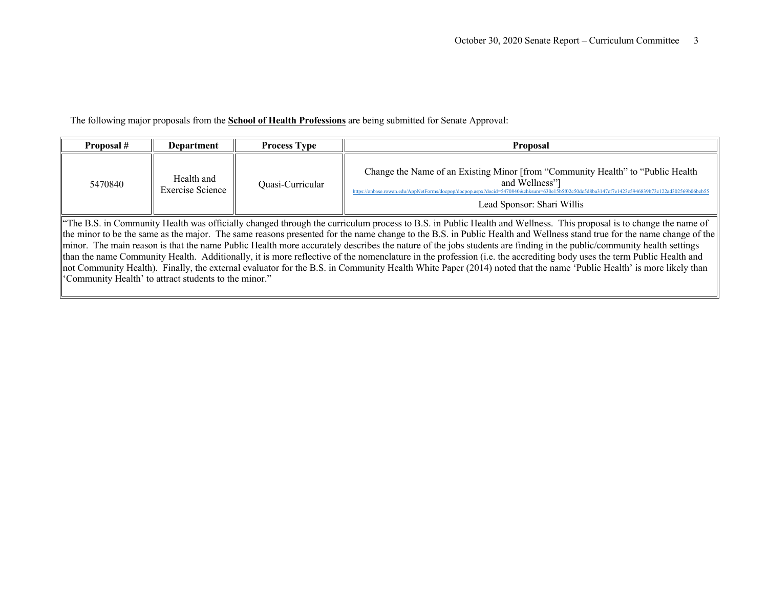The following major proposals from the **School of Health Professions** are being submitted for Senate Approval:

| Proposal # | Department | Process Type | Proposal |
|---|---|---|---|
| 5470840 | Health and Exercise Science | Quasi-Curricular | Change the Name of an Existing Minor [from "Community Health" to "Public Health and Wellness"] https://onbase.rowan.edu/AppNetForms/docpop/docpop.aspx?docid=5470840&chksum=630e15b5f02c50dc5d8ba3147cf7e1423c5946839b73c122ad302569b06bcb55 Lead Sponsor: Shari Willis |
| "The B.S. in Community Health was officially changed through the curriculum process to B.S. in Public Health and Wellness. This proposal is to change the name of the minor to be the same as the major. The same reasons presented for the name change to the B.S. in Public Health and Wellness stand true for the name change of the minor. The main reason is that the name Public Health more accurately describes the nature of the jobs students are finding in the public/community health settings than the name Community Health. Additionally, it is more reflective of the nomenclature in the profession (i.e. the accrediting body uses the term Public Health and not Community Health). Finally, the external evaluator for the B.S. in Community Health White Paper (2014) noted that the name 'Public Health' is more likely than 'Community Health' to attract students to the minor." | | | |